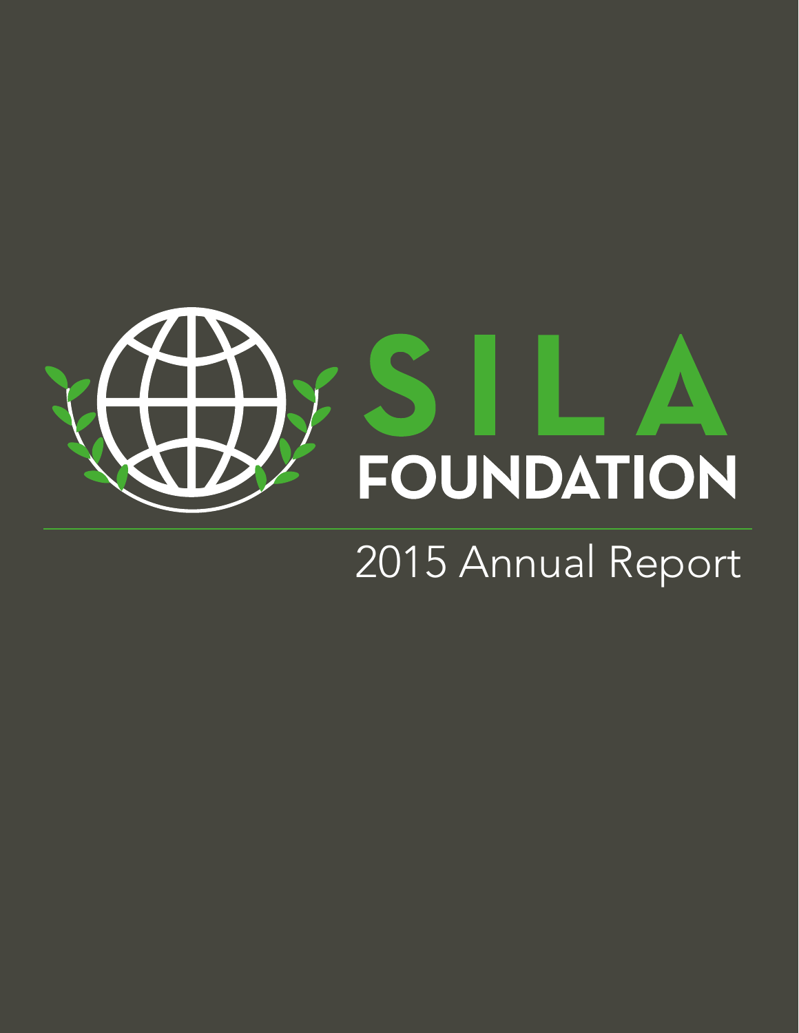# SILA FOUNDATION

## 2015 Annual Report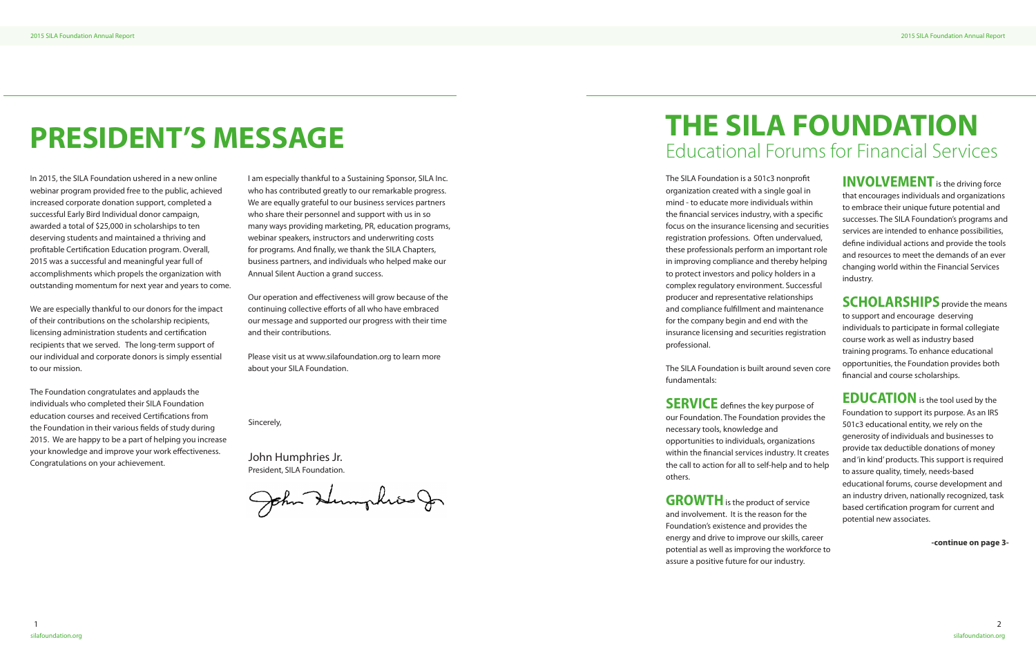# PRESIDENT'S MESSAGE

In 2015, the SILA Foundation ushered in a new online webinar program provided free to the public, achieved increased corporate donation support, completed a successful Early Bird Individual donor campaign, awarded a total of $25,000 in scholarships to ten deserving students and maintained a thriving and profitable Certification Education program. Overall, 2015 was a successful and meaningful year full of accomplishments which propels the organization with outstanding momentum for next year and years to come.

We are especially thankful to our donors for the impact of their contributions on the scholarship recipients, licensing administration students and certification recipients that we served. The long-term support of our individual and corporate donors is simply essential to our mission.

The Foundation congratulates and applauds the individuals who completed their SILA Foundation education courses and received Certifications from the Foundation in their various fields of study during 2015. We are happy to be a part of helping you increase your knowledge and improve your work effectiveness. Congratulations on your achievement.

I am especially thankful to a Sustaining Sponsor, SILA Inc. who has contributed greatly to our remarkable progress. We are equally grateful to our business services partners who share their personnel and support with us in so many ways providing marketing, PR, education programs, webinar speakers, instructors and underwriting costs for programs. And finally, we thank the SILA Chapters, business partners, and individuals who helped make our Annual Silent Auction a grand success.

Our operation and effectiveness will grow because of the continuing collective efforts of all who have embraced our message and supported our progress with their time and their contributions.

Please visit us at www.silafoundation.org to learn more about your SILA Foundation.

Sincerely,

John Humphries Jr.
President, SILA Foundation.

# THE SILA FOUNDATION
## Educational Forums for Financial Services

The SILA Foundation is a 501c3 nonprofit organization created with a single goal in mind - to educate more individuals within the financial services industry, with a specific focus on the insurance licensing and securities registration professions. Often undervalued, these professionals perform an important role in improving compliance and thereby helping to protect investors and policy holders in a complex regulatory environment. Successful producer and representative relationships and compliance fulfillment and maintenance for the company begin and end with the insurance licensing and securities registration professional.

The SILA Foundation is built around seven core fundamentals:

**SERVICE** defines the key purpose of our Foundation. The Foundation provides the necessary tools, knowledge and opportunities to individuals, organizations within the financial services industry. It creates the call to action for all to self-help and to help others.

**GROWTH** is the product of service and involvement. It is the reason for the Foundation's existence and provides the energy and drive to improve our skills, career potential as well as improving the workforce to assure a positive future for our industry.

**INVOLVEMENT** is the driving force that encourages individuals and organizations to embrace their unique future potential and successes. The SILA Foundation's programs and services are intended to enhance possibilities, define individual actions and provide the tools and resources to meet the demands of an ever changing world within the Financial Services industry.

**SCHOLARSHIPS** provide the means to support and encourage deserving individuals to participate in formal collegiate course work as well as industry based training programs. To enhance educational opportunities, the Foundation provides both financial and course scholarships.

**EDUCATION** is the tool used by the Foundation to support its purpose. As an IRS 501c3 educational entity, we rely on the generosity of individuals and businesses to provide tax deductible donations of money and 'in kind' products. This support is required to assure quality, timely, needs-based educational forums, course development and an industry driven, nationally recognized, task based certification program for current and potential new associates.

**-continue on page 3-**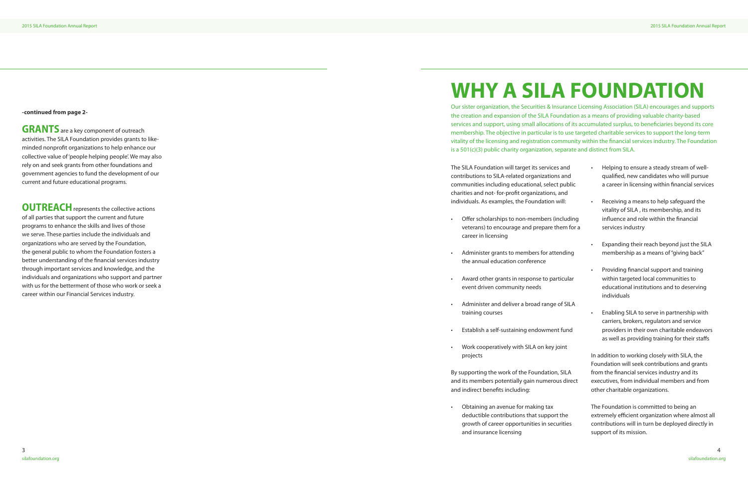**-continued from page 2-**

**GRANTS** are a key component of outreach activities. The SILA Foundation provides grants to like-minded nonprofit organizations to help enhance our collective value of 'people helping people'. We may also rely on and seek grants from other foundations and government agencies to fund the development of our current and future educational programs.

**OUTREACH** represents the collective actions of all parties that support the current and future programs to enhance the skills and lives of those we serve. These parties include the individuals and organizations who are served by the Foundation, the general public to whom the Foundation fosters a better understanding of the financial services industry through important services and knowledge, and the individuals and organizations who support and partner with us for the betterment of those who work or seek a career within our Financial Services industry.

# WHY A SILA FOUNDATION

Our sister organization, the Securities & Insurance Licensing Association (SILA) encourages and supports the creation and expansion of the SILA Foundation as a means of providing valuable charity-based services and support, using small allocations of its accumulated surplus, to beneficiaries beyond its core membership. The objective in particular is to use targeted charitable services to support the long-term vitality of the licensing and registration community within the financial services industry. The Foundation is a 501(c)(3) public charity organization, separate and distinct from SILA.

The SILA Foundation will target its services and contributions to SILA-related organizations and communities including educational, select public charities and not- for-profit organizations, and individuals. As examples, the Foundation will:

- Offer scholarships to non-members (including veterans) to encourage and prepare them for a career in licensing
- Administer grants to members for attending the annual education conference
- Award other grants in response to particular event driven community needs
- Administer and deliver a broad range of SILA training courses
- Establish a self-sustaining endowment fund
- Work cooperatively with SILA on key joint projects

By supporting the work of the Foundation, SILA and its members potentially gain numerous direct and indirect benefits including:

- Obtaining an avenue for making tax deductible contributions that support the growth of career opportunities in securities and insurance licensing
- Helping to ensure a steady stream of well-qualified, new candidates who will pursue a career in licensing within financial services
- Receiving a means to help safeguard the vitality of SILA , its membership, and its influence and role within the financial services industry
- Expanding their reach beyond just the SILA membership as a means of "giving back"
- Providing financial support and training within targeted local communities to educational institutions and to deserving individuals
- Enabling SILA to serve in partnership with carriers, brokers, regulators and service providers in their own charitable endeavors as well as providing training for their staffs

In addition to working closely with SILA, the Foundation will seek contributions and grants from the financial services industry and its executives, from individual members and from other charitable organizations.

The Foundation is committed to being an extremely efficient organization where almost all contributions will in turn be deployed directly in support of its mission.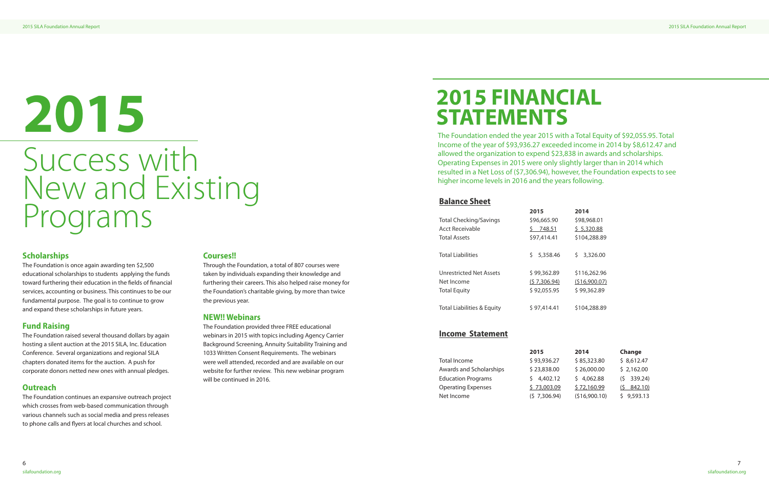# 2015

## Success with New and Existing Programs

### Scholarships

The Foundation is once again awarding ten $2,500 educational scholarships to students applying the funds toward furthering their education in the fields of financial services, accounting or business. This continues to be our fundamental purpose. The goal is to continue to grow and expand these scholarships in future years.

### Fund Raising

The Foundation raised several thousand dollars by again hosting a silent auction at the 2015 SILA, Inc. Education Conference. Several organizations and regional SILA chapters donated items for the auction. A push for corporate donors netted new ones with annual pledges.

### Outreach

The Foundation continues an expansive outreach project which crosses from web-based communication through various channels such as social media and press releases to phone calls and flyers at local churches and school.

### Courses!!

Through the Foundation, a total of 807 courses were taken by individuals expanding their knowledge and furthering their careers. This also helped raise money for the Foundation's charitable giving, by more than twice the previous year.

### NEW!! Webinars

The Foundation provided three FREE educational webinars in 2015 with topics including Agency Carrier Background Screening, Annuity Suitability Training and 1033 Written Consent Requirements. The webinars were well attended, recorded and are available on our website for further review. This new webinar program will be continued in 2016.

# 2015 FINANCIAL STATEMENTS

The Foundation ended the year 2015 with a Total Equity of $92,055.95. Total Income of the year of $93,936.27 exceeded income in 2014 by $8,612.47 and allowed the organization to expend $23,838 in awards and scholarships. Operating Expenses in 2015 were only slightly larger than in 2014 which resulted in a Net Loss of ($7,306.94), however, the Foundation expects to see higher income levels in 2016 and the years following.

### Balance Sheet

| | 2015 | 2014 |
|---|---|---|
| Total Checking/Savings | $96,665.90 | $98,968.01 |
| Acct Receivable | $ 748.51 | $ 5,320.88 |
| Total Assets | $97,414.41 | $104,288.89 |
| Total Liabilities | $ 5,358.46 | $ 3,326.00 |
| Unrestricted Net Assets | $ 99,362.89 | $116,262.96 |
| Net Income | ($ 7,306.94) | ($16,900.07) |
| Total Equity | $ 92,055.95 | $ 99,362.89 |
| Total Liabilities & Equity | $ 97,414.41 | $104,288.89 |

### Income Statement

| | 2015 | 2014 | Change |
|---|---|---|---|
| Total Income | $ 93,936.27 | $ 85,323.80 | $ 8,612.47 |
| Awards and Scholarships | $ 23,838.00 | $ 26,000.00 | $ 2,162.00 |
| Education Programs | $ 4,402.12 | $ 4,062.88 | ($ 339.24) |
| Operating Expenses | $ 73,003.09 | $ 72,160.99 | ($ 842.10) |
| Net Income | ($ 7,306.94) | ($16,900.10) | $ 9,593.13 |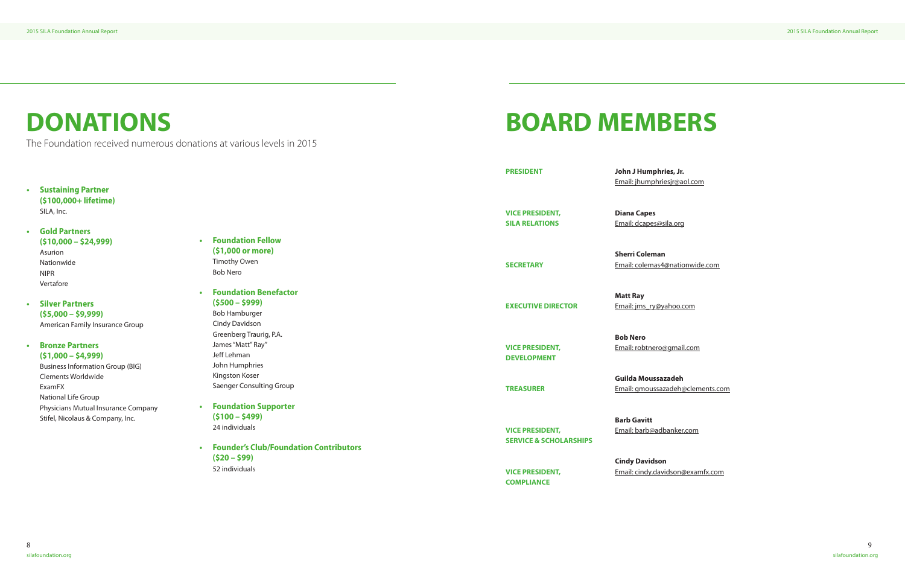# DONATIONS

The Foundation received numerous donations at various levels in 2015

- **Sustaining Partner (\$100,000+ lifetime)**
  SILA, Inc.
- **Gold Partners (\$10,000 – \$24,999)**
  Asurion
  Nationwide
  NIPR
  Vertafore
- **Silver Partners (\$5,000 – \$9,999)**
  American Family Insurance Group
- **Bronze Partners (\$1,000 – \$4,999)**
  Business Information Group (BIG)
  Clements Worldwide
  ExamFX
  National Life Group
  Physicians Mutual Insurance Company
  Stifel, Nicolaus & Company, Inc.
- **Foundation Fellow (\$1,000 or more)**
  Timothy Owen
  Bob Nero
- **Foundation Benefactor (\$500 – \$999)**
  Bob Hamburger
  Cindy Davidson
  Greenberg Traurig, P.A.
  James "Matt" Ray
  Jeff Lehman
  John Humphries
  Kingston Koser
  Saenger Consulting Group
- **Foundation Supporter (\$100 – \$499)**
  24 individuals
- **Founder's Club/Foundation Contributors (\$20 – \$99)**
  52 individuals

# BOARD MEMBERS

| Position | Name / Email |
|---|---|
| **PRESIDENT** | **John J Humphries, Jr.** Email: jhumphriesjr@aol.com |
| **VICE PRESIDENT, SILA RELATIONS** | **Diana Capes** Email: dcapes@sila.org |
| **SECRETARY** | **Sherri Coleman** Email: colemas4@nationwide.com |
| **EXECUTIVE DIRECTOR** | **Matt Ray** Email: jms_ry@yahoo.com |
| **VICE PRESIDENT, DEVELOPMENT** | **Bob Nero** Email: robtnero@gmail.com |
| **TREASURER** | **Guilda Moussazadeh** Email: gmoussazadeh@clements.com |
| **VICE PRESIDENT, SERVICE & SCHOLARSHIPS** | **Barb Gavitt** Email: barb@adbanker.com |
| **VICE PRESIDENT, COMPLIANCE** | **Cindy Davidson** Email: cindy.davidson@examfx.com |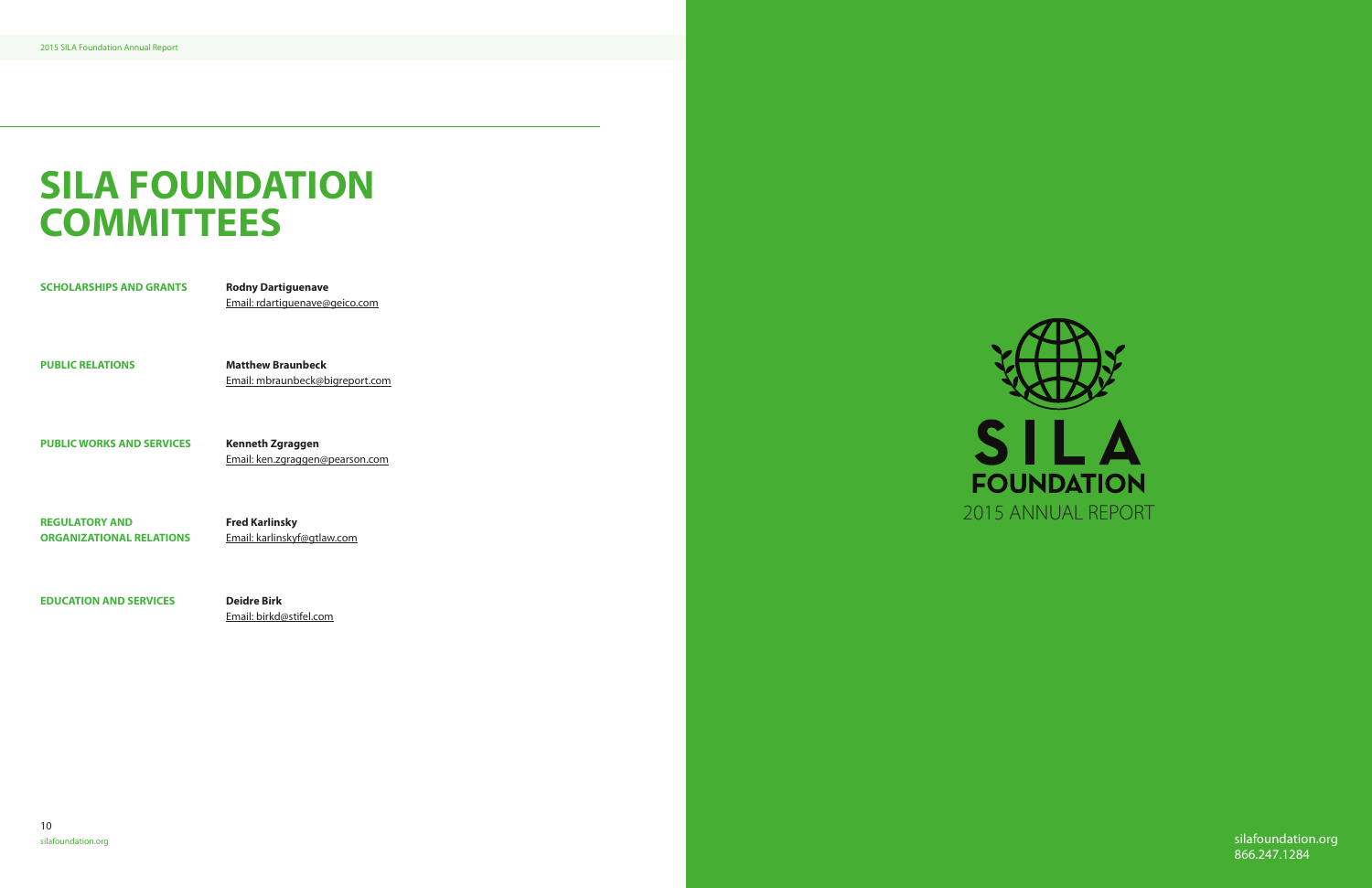# SILA FOUNDATION COMMITTEES

| | |
|---|---|
| **SCHOLARSHIPS AND GRANTS** | **Rodny Dartiguenave**<br>Email: rdartiguenave@geico.com |
| **PUBLIC RELATIONS** | **Matthew Braunbeck**<br>Email: mbraunbeck@bigreport.com |
| **PUBLIC WORKS AND SERVICES** | **Kenneth Zgraggen**<br>Email: ken.zgraggen@pearson.com |
| **REGULATORY AND ORGANIZATIONAL RELATIONS** | **Fred Karlinsky**<br>Email: karlinskyf@gtlaw.com |
| **EDUCATION AND SERVICES** | **Deidre Birk**<br>Email: birkd@stifel.com |

SILA FOUNDATION
2015 ANNUAL REPORT

silafoundation.org
866.247.1284